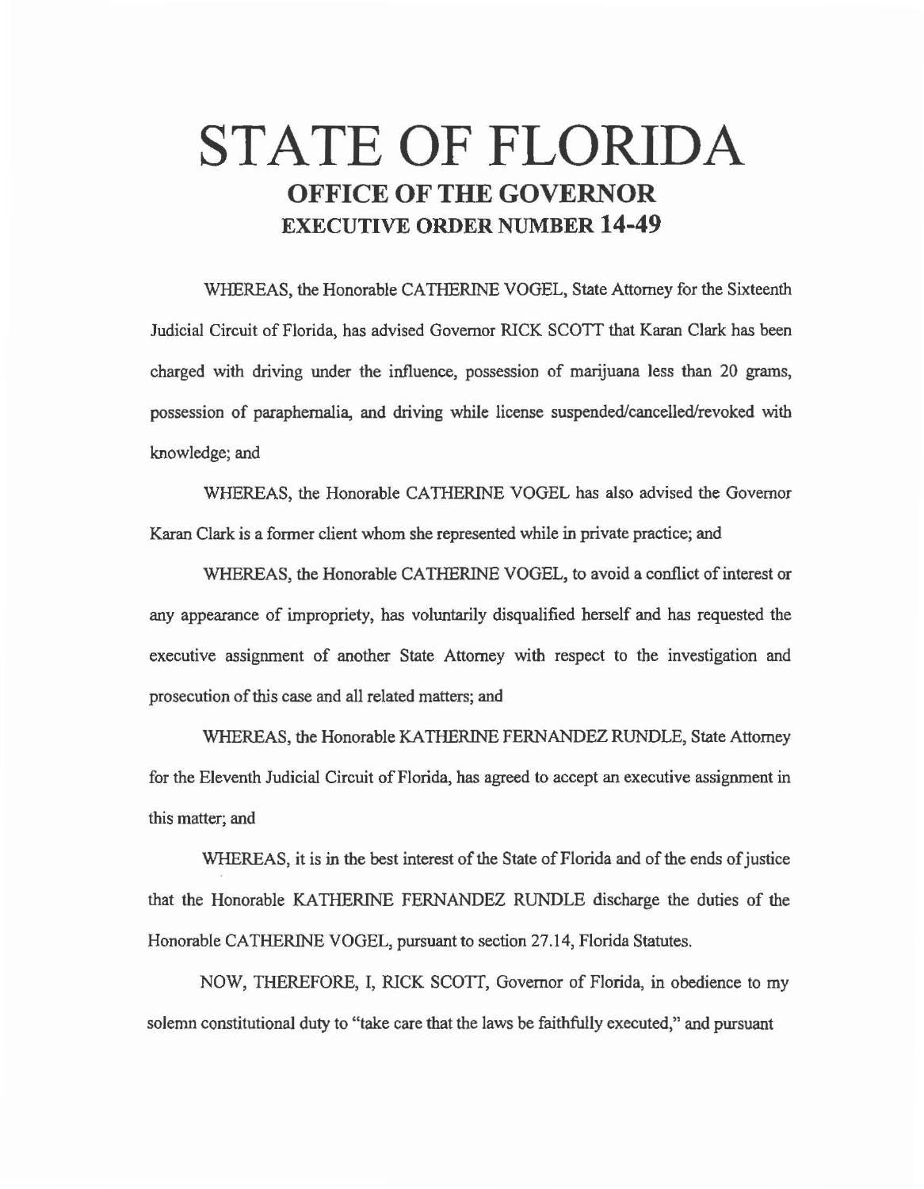# STATE OF FLORIDA

## OFFICE OF THE GOVERNOR

## EXECUTIVE ORDER NUMBER 14-49

WHEREAS, the Honorable CATHERINE VOGEL, State Attorney for the Sixteenth Judicial Circuit of Florida, has advised Governor RICK SCOTT that Karan Clark has been charged with driving under the influence, possession of marijuana less than 20 grams, possession of paraphernalia, and driving while license suspended/cancelled/revoked with knowledge; and

WHEREAS, the Honorable CATHERINE VOGEL has also advised the Governor Karan Clark is a former client whom she represented while in private practice; and

WHEREAS, the Honorable CATHERINE VOGEL, to avoid a conflict of interest or any appearance of impropriety, has voluntarily disqualified herself and has requested the executive assignment of another State Attorney with respect to the investigation and prosecution of this case and all related matters; and

WHEREAS, the Honorable KATHERINE FERNANDEZ RUNDLE, State Attorney for the Eleventh Judicial Circuit of Florida, has agreed to accept an executive assignment in this matter; and

WHEREAS, it is in the best interest of the State of Florida and of the ends of justice that the Honorable KATHERINE FERNANDEZ RUNDLE discharge the duties of the Honorable CATHERINE VOGEL, pursuant to section 27.14, Florida Statutes.

NOW, THEREFORE, I, RICK SCOTT, Governor of Florida, in obedience to my solemn constitutional duty to "take care that the laws be faithfully executed," and pursuant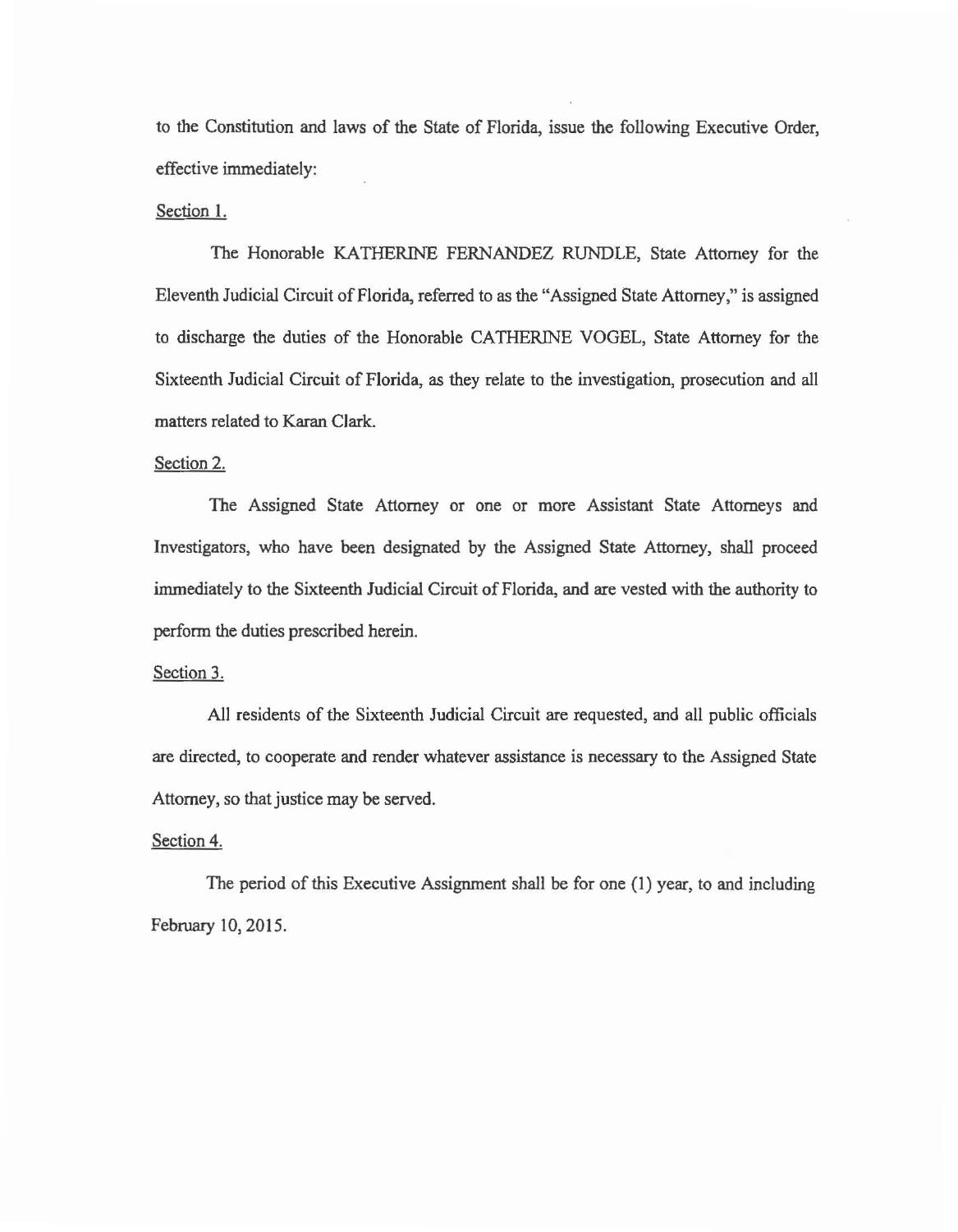to the Constitution and laws of the State of Florida, issue the following Executive Order, effective immediately:

Section 1.

The Honorable KATHERINE FERNANDEZ RUNDLE, State Attorney for the Eleventh Judicial Circuit of Florida, referred to as the "Assigned State Attorney," is assigned to discharge the duties of the Honorable CATHERINE VOGEL, State Attorney for the Sixteenth Judicial Circuit of Florida, as they relate to the investigation, prosecution and all matters related to Karan Clark.

Section 2.

The Assigned State Attorney or one or more Assistant State Attorneys and Investigators, who have been designated by the Assigned State Attorney, shall proceed immediately to the Sixteenth Judicial Circuit of Florida, and are vested with the authority to perform the duties prescribed herein.

Section 3.

All residents of the Sixteenth Judicial Circuit are requested, and all public officials are directed, to cooperate and render whatever assistance is necessary to the Assigned State Attorney, so that justice may be served.

Section 4.

The period of this Executive Assignment shall be for one (1) year, to and including February 10, 2015.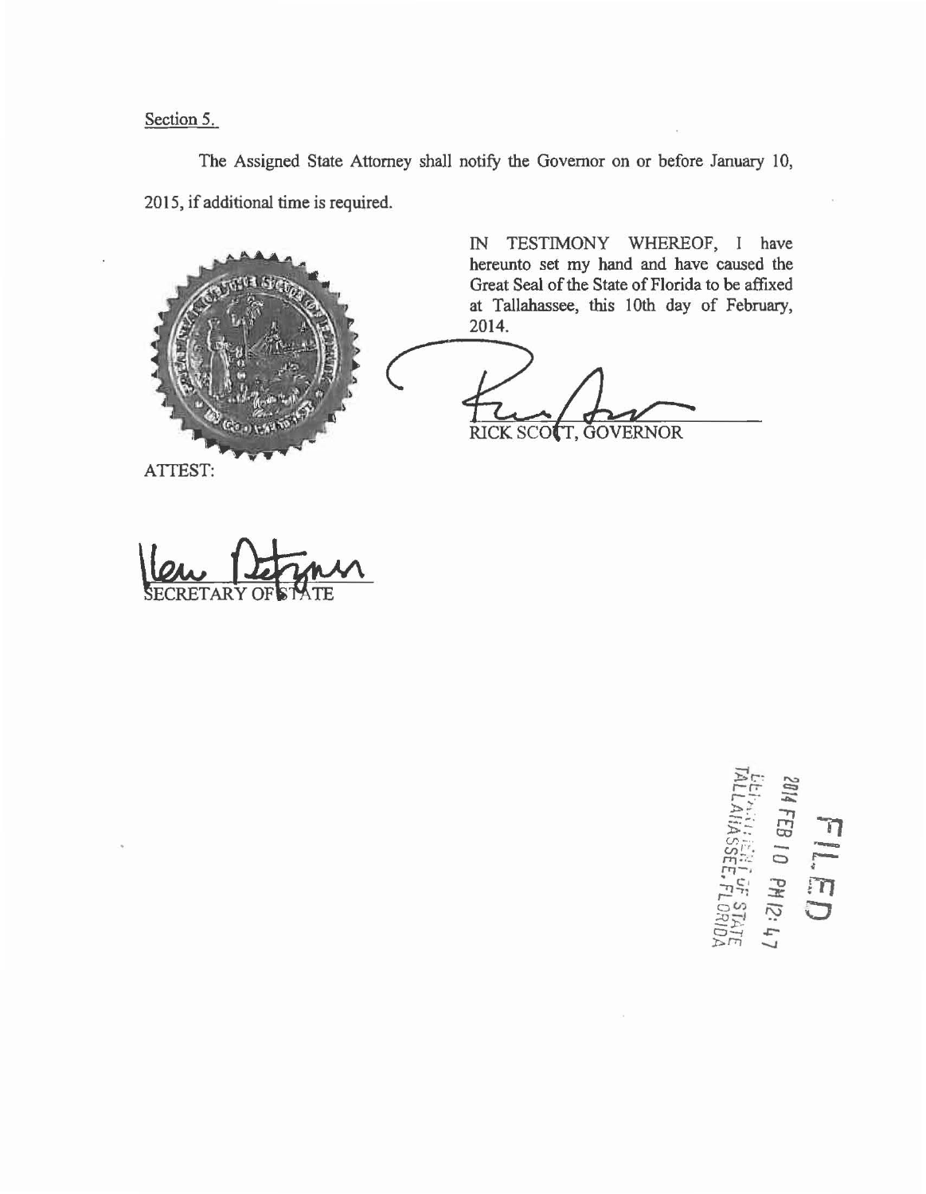<u>Section 5.</u>

The Assigned State Attorney shall notify the Governor on or before January 10, 2015, if additional time is required.

IN TESTIMONY WHEREOF, I have hereunto set my hand and have caused the Great Seal of the State of Florida to be affixed at Tallahassee, this 10th day of February, 2014.

RICK SCOTT, GOVERNOR

ATTEST:

SECRETARY OF STATE

FILED

2014 FEB 10 PM 12:47

DEPARTMENT OF STATE
TALLAHASSEE, FLORIDA